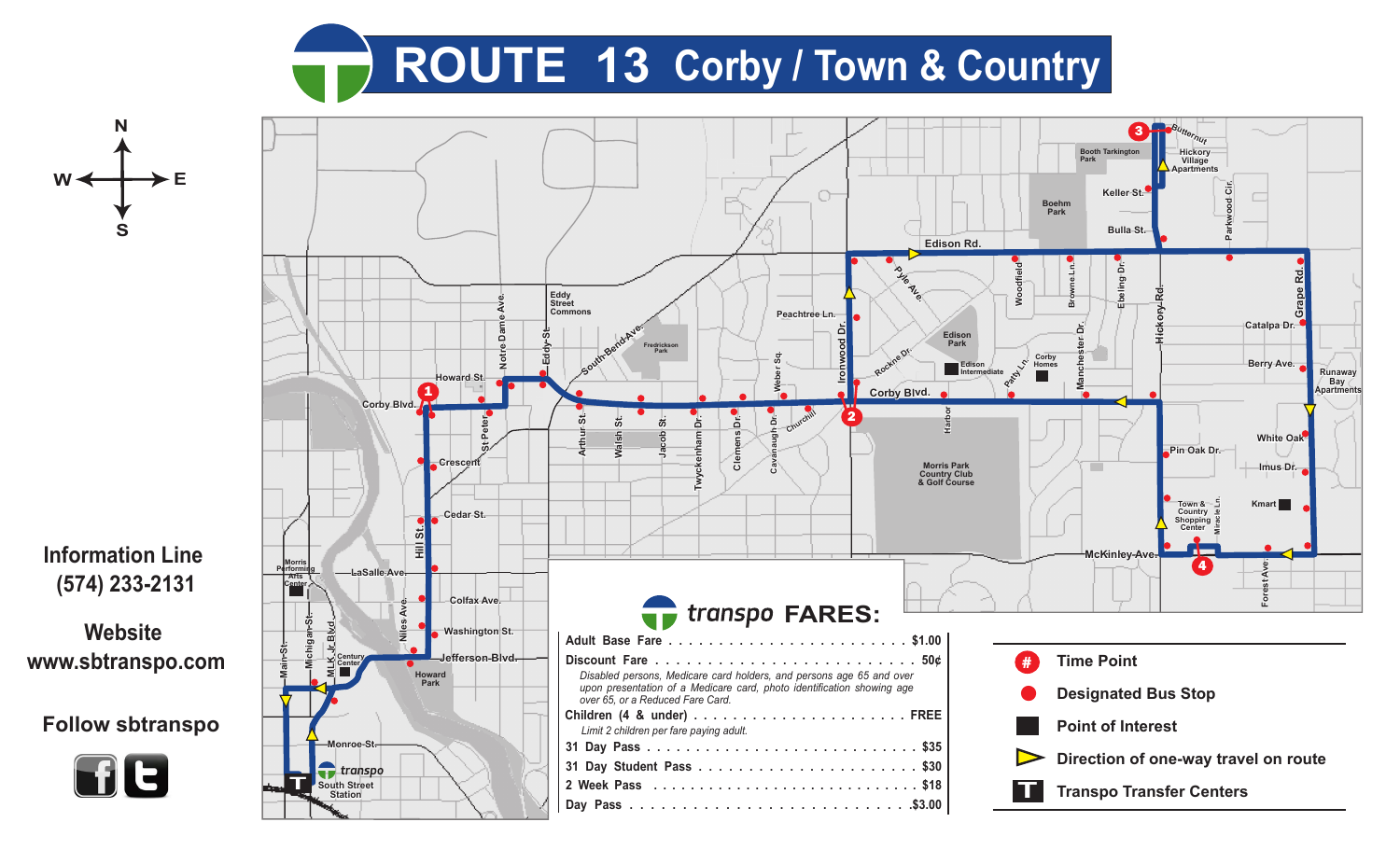# ROUTE 13 Corby / Town & Country

**Information Line**
**(574) 233-2131**

**Website**
**www.sbtranspo.com**

**Follow sbtranspo**

## transpo FARES:

| | |
|---|---|
| Adult Base Fare | $1.00 |
| Discount Fare | 50¢ |
| *Disabled persons, Medicare card holders, and persons age 65 and over upon presentation of a Medicare card, photo identification showing age over 65, or a Reduced Fare Card.* | |
| Children (4 & under) | FREE |
| *Limit 2 children per fare paying adult.* | |
| 31 Day Pass | $35 |
| 31 Day Student Pass | $30 |
| 2 Week Pass | $18 |
| Day Pass | $3.00 |

- # Time Point
- Designated Bus Stop
- Point of Interest
- Direction of one-way travel on route
- T Transpo Transfer Centers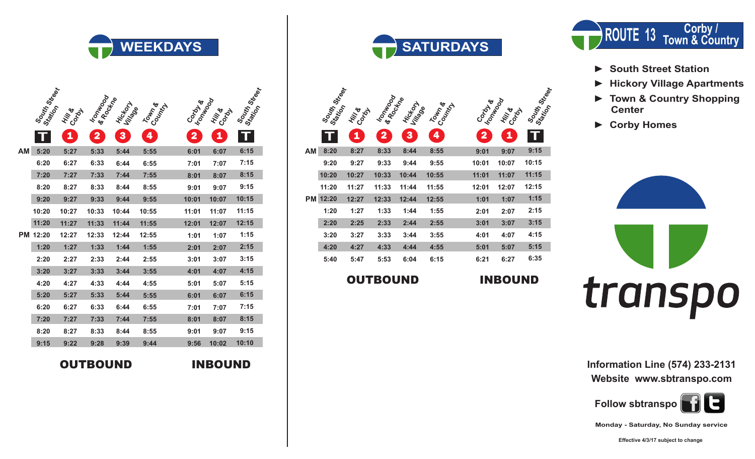# ROUTE 13 Corby / Town & Country

- ► South Street Station
- ► Hickory Village Apartments
- ► Town & Country Shopping Center
- ► Corby Homes

## WEEKDAYS

| | South Street Station (T) | Hill & Corby (1) | Ironwood & Rockne (2) | Hickory Village (3) | Town & Country (4) | Corby & Ironwood (2) | Hill & Corby (1) | South Street Station (T) |
|---|---|---|---|---|---|---|---|---|
| AM | 5:20 | 5:27 | 5:33 | 5:44 | 5:55 | 6:01 | 6:07 | 6:15 |
| | 6:20 | 6:27 | 6:33 | 6:44 | 6:55 | 7:01 | 7:07 | 7:15 |
| | 7:20 | 7:27 | 7:33 | 7:44 | 7:55 | 8:01 | 8:07 | 8:15 |
| | 8:20 | 8:27 | 8:33 | 8:44 | 8:55 | 9:01 | 9:07 | 9:15 |
| | 9:20 | 9:27 | 9:33 | 9:44 | 9:55 | 10:01 | 10:07 | 10:15 |
| | 10:20 | 10:27 | 10:33 | 10:44 | 10:55 | 11:01 | 11:07 | 11:15 |
| | 11:20 | 11:27 | 11:33 | 11:44 | 11:55 | 12:01 | 12:07 | 12:15 |
| PM | 12:20 | 12:27 | 12:33 | 12:44 | 12:55 | 1:01 | 1:07 | 1:15 |
| | 1:20 | 1:27 | 1:33 | 1:44 | 1:55 | 2:01 | 2:07 | 2:15 |
| | 2:20 | 2:27 | 2:33 | 2:44 | 2:55 | 3:01 | 3:07 | 3:15 |
| | 3:20 | 3:27 | 3:33 | 3:44 | 3:55 | 4:01 | 4:07 | 4:15 |
| | 4:20 | 4:27 | 4:33 | 4:44 | 4:55 | 5:01 | 5:07 | 5:15 |
| | 5:20 | 5:27 | 5:33 | 5:44 | 5:55 | 6:01 | 6:07 | 6:15 |
| | 6:20 | 6:27 | 6:33 | 6:44 | 6:55 | 7:01 | 7:07 | 7:15 |
| | 7:20 | 7:27 | 7:33 | 7:44 | 7:55 | 8:01 | 8:07 | 8:15 |
| | 8:20 | 8:27 | 8:33 | 8:44 | 8:55 | 9:01 | 9:07 | 9:15 |
| | 9:15 | 9:22 | 9:28 | 9:39 | 9:44 | 9:56 | 10:02 | 10:10 |

**OUTBOUND** **INBOUND**

## SATURDAYS

| | South Street Station (T) | Hill & Corby (1) | Ironwood & Rockne (2) | Hickory Village (3) | Town & Country (4) | Corby & Ironwood (2) | Hill & Corby (1) | South Street Station (T) |
|---|---|---|---|---|---|---|---|---|
| AM | 8:20 | 8:27 | 8:33 | 8:44 | 8:55 | 9:01 | 9:07 | 9:15 |
| | 9:20 | 9:27 | 9:33 | 9:44 | 9:55 | 10:01 | 10:07 | 10:15 |
| | 10:20 | 10:27 | 10:33 | 10:44 | 10:55 | 11:01 | 11:07 | 11:15 |
| | 11:20 | 11:27 | 11:33 | 11:44 | 11:55 | 12:01 | 12:07 | 12:15 |
| PM | 12:20 | 12:27 | 12:33 | 12:44 | 12:55 | 1:01 | 1:07 | 1:15 |
| | 1:20 | 1:27 | 1:33 | 1:44 | 1:55 | 2:01 | 2:07 | 2:15 |
| | 2:20 | 2:25 | 2:33 | 2:44 | 2:55 | 3:01 | 3:07 | 3:15 |
| | 3:20 | 3:27 | 3:33 | 3:44 | 3:55 | 4:01 | 4:07 | 4:15 |
| | 4:20 | 4:27 | 4:33 | 4:44 | 4:55 | 5:01 | 5:07 | 5:15 |
| | 5:40 | 5:47 | 5:53 | 6:04 | 6:15 | 6:21 | 6:27 | 6:35 |

**OUTBOUND** **INBOUND**

transpo

**Information Line (574) 233-2131**
**Website www.sbtranspo.com**

**Follow sbtranspo**

**Monday - Saturday, No Sunday service**

**Effective 4/3/17 subject to change**